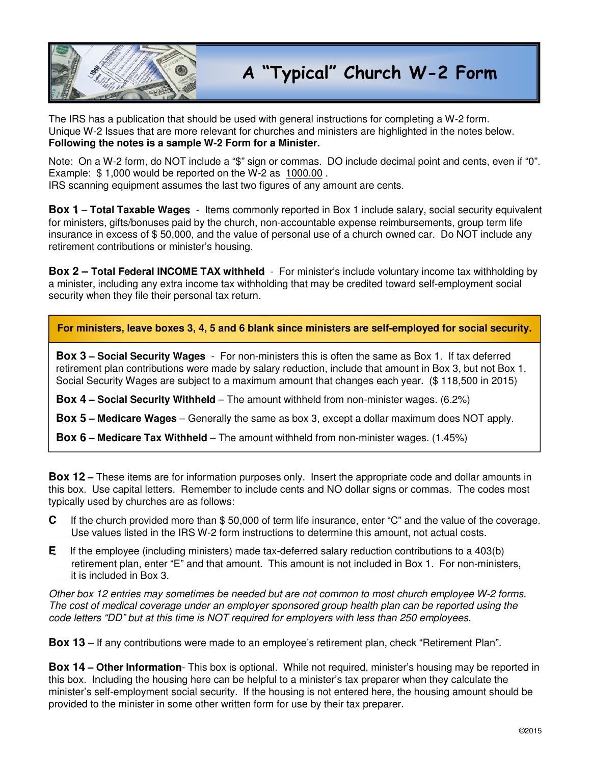# A "Typical" Church W-2 Form

The IRS has a publication that should be used with general instructions for completing a W-2 form. Unique W-2 Issues that are more relevant for churches and ministers are highlighted in the notes below. **Following the notes is a sample W-2 Form for a Minister.**

Note: On a W-2 form, do NOT include a "$" sign or commas. DO include decimal point and cents, even if "0". Example: $ 1,000 would be reported on the W-2 as 1000.00 .
IRS scanning equipment assumes the last two figures of any amount are cents.

**Box 1** – **Total Taxable Wages** - Items commonly reported in Box 1 include salary, social security equivalent for ministers, gifts/bonuses paid by the church, non-accountable expense reimbursements, group term life insurance in excess of $ 50,000, and the value of personal use of a church owned car. Do NOT include any retirement contributions or minister's housing.

**Box 2 – Total Federal INCOME TAX withheld** - For minister's include voluntary income tax withholding by a minister, including any extra income tax withholding that may be credited toward self-employment social security when they file their personal tax return.

**For ministers, leave boxes 3, 4, 5 and 6 blank since ministers are self-employed for social security.**

**Box 3 – Social Security Wages** - For non-ministers this is often the same as Box 1. If tax deferred retirement plan contributions were made by salary reduction, include that amount in Box 3, but not Box 1. Social Security Wages are subject to a maximum amount that changes each year. ($ 118,500 in 2015)

**Box 4 – Social Security Withheld** – The amount withheld from non-minister wages. (6.2%)

**Box 5 – Medicare Wages** – Generally the same as box 3, except a dollar maximum does NOT apply.

**Box 6 – Medicare Tax Withheld** – The amount withheld from non-minister wages. (1.45%)

**Box 12 –** These items are for information purposes only. Insert the appropriate code and dollar amounts in this box. Use capital letters. Remember to include cents and NO dollar signs or commas. The codes most typically used by churches are as follows:

- **C** If the church provided more than $ 50,000 of term life insurance, enter "C" and the value of the coverage. Use values listed in the IRS W-2 form instructions to determine this amount, not actual costs.
- **E** If the employee (including ministers) made tax-deferred salary reduction contributions to a 403(b) retirement plan, enter "E" and that amount. This amount is not included in Box 1. For non-ministers, it is included in Box 3.

*Other box 12 entries may sometimes be needed but are not common to most church employee W-2 forms. The cost of medical coverage under an employer sponsored group health plan can be reported using the code letters "DD" but at this time is NOT required for employers with less than 250 employees.*

**Box 13** – If any contributions were made to an employee's retirement plan, check "Retirement Plan".

**Box 14 – Other Information**- This box is optional. While not required, minister's housing may be reported in this box. Including the housing here can be helpful to a minister's tax preparer when they calculate the minister's self-employment social security. If the housing is not entered here, the housing amount should be provided to the minister in some other written form for use by their tax preparer.

©2015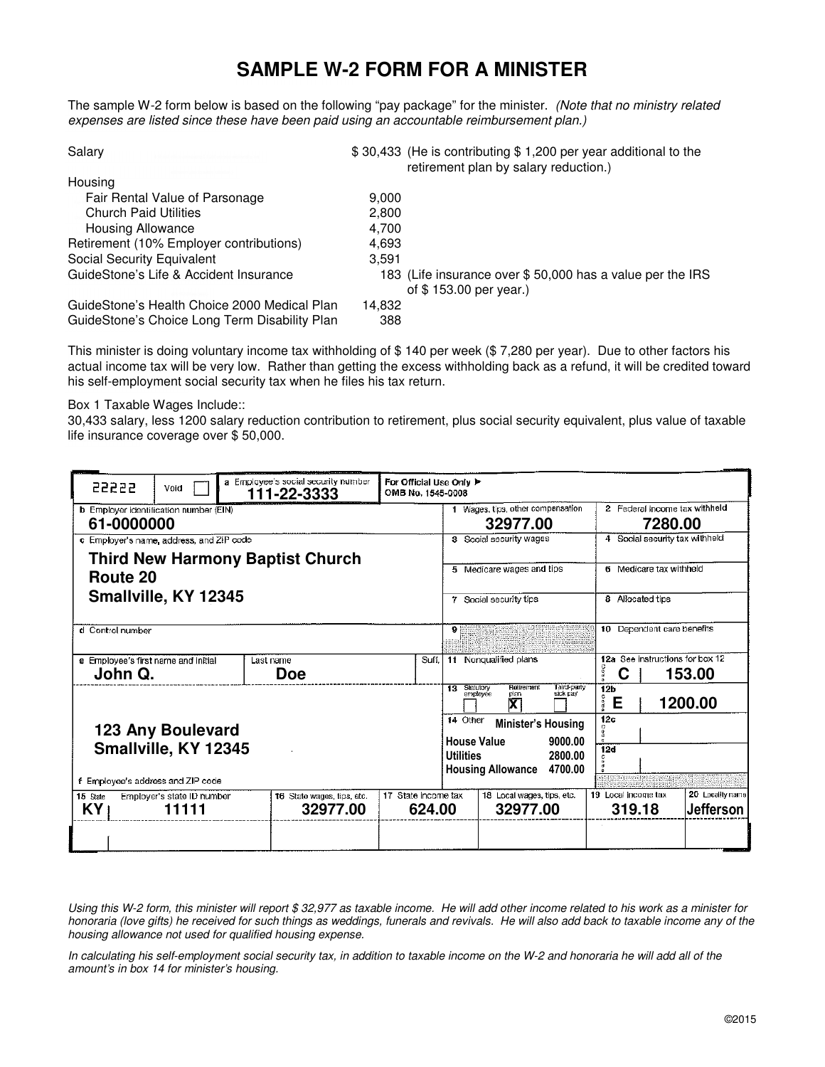# SAMPLE W-2 FORM FOR A MINISTER

The sample W-2 form below is based on the following "pay package" for the minister. *(Note that no ministry related expenses are listed since these have been paid using an accountable reimbursement plan.)*

| | | |
|---|---|---|
| Salary | $ 30,433 | (He is contributing $ 1,200 per year additional to the retirement plan by salary reduction.) |
| Housing | | |
| Fair Rental Value of Parsonage | 9,000 | |
| Church Paid Utilities | 2,800 | |
| Housing Allowance | 4,700 | |
| Retirement (10% Employer contributions) | 4,693 | |
| Social Security Equivalent | 3,591 | |
| GuideStone's Life & Accident Insurance | 183 | (Life insurance over $ 50,000 has a value per the IRS of $ 153.00 per year.) |
| GuideStone's Health Choice 2000 Medical Plan | 14,832 | |
| GuideStone's Choice Long Term Disability Plan | 388 | |

This minister is doing voluntary income tax withholding of $ 140 per week ($ 7,280 per year). Due to other factors his actual income tax will be very low. Rather than getting the excess withholding back as a refund, it will be credited toward his self-employment social security tax when he files his tax return.

Box 1 Taxable Wages Include::
30,433 salary, less 1200 salary reduction contribution to retirement, plus social security equivalent, plus value of taxable life insurance coverage over $ 50,000.

22222 Void ☐ | a Employee's social security number: **111-22-3333** | For Official Use Only ▶ OMB No. 1545-0008

| | |
|---|---|
| b Employer identification number (EIN) | **61-0000000** |
| c Employer's name, address, and ZIP code | **Third New Harmony Baptist Church**<br>**Route 20**<br>**Smallville, KY 12345** |
| d Control number | |
| e Employee's first name and initial | **John Q.** |
| Last name | **Doe** |
| Suff. | |
| f Employee's address and ZIP code | **123 Any Boulevard**<br>**Smallville, KY 12345** |
| 1 Wages, tips, other compensation | **32977.00** |
| 2 Federal income tax withheld | **7280.00** |
| 3 Social security wages | |
| 4 Social security tax withheld | |
| 5 Medicare wages and tips | |
| 6 Medicare tax withheld | |
| 7 Social security tips | |
| 8 Allocated tips | |
| 9 | |
| 10 Dependent care benefits | |
| 11 Nonqualified plans | |
| 12a See instructions for box 12 | **C** 153.00 |
| 12b | **E** 1200.00 |
| 12c | |
| 12d | |
| 13 Statutory employee / Retirement plan / Third-party sick pay | ☐ / ☒ / ☐ |
| 14 Other | **Minister's Housing**<br>House Value 9000.00<br>Utilities 2800.00<br>Housing Allowance 4700.00 |

| 15 State | Employer's state ID number | 16 State wages, tips, etc. | 17 State income tax | 18 Local wages, tips, etc. | 19 Local income tax | 20 Locality name |
|---|---|---|---|---|---|---|
| KY | 11111 | 32977.00 | 624.00 | 32977.00 | 319.18 | Jefferson |
| | | | | | | |

*Using this W-2 form, this minister will report $ 32,977 as taxable income. He will add other income related to his work as a minister for honoraria (love gifts) he received for such things as weddings, funerals and revivals. He will also add back to taxable income any of the housing allowance not used for qualified housing expense.*

*In calculating his self-employment social security tax, in addition to taxable income on the W-2 and honoraria he will add all of the amount's in box 14 for minister's housing.*

©2015